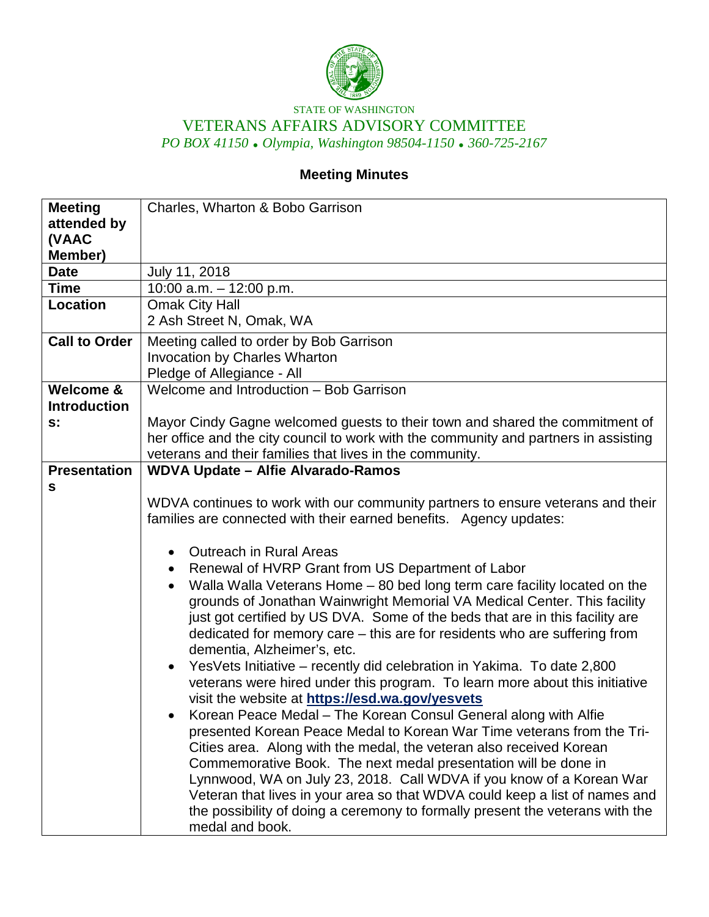STATE OF WASHINGTON

VETERANS AFFAIRS ADVISORY COMMITTEE

*PO BOX 41150 • Olympia, Washington 98504-1150 • 360-725-2167*

## Meeting Minutes

| | |
|---|---|
| **Meeting attended by (VAAC Member)** | Charles, Wharton & Bobo Garrison |
| **Date** | July 11, 2018 |
| **Time** | 10:00 a.m. – 12:00 p.m. |
| **Location** | Omak City Hall<br>2 Ash Street N, Omak, WA |
| **Call to Order** | Meeting called to order by Bob Garrison<br>Invocation by Charles Wharton<br>Pledge of Allegiance - All |
| **Welcome & Introductions:** | Welcome and Introduction – Bob Garrison<br><br>Mayor Cindy Gagne welcomed guests to their town and shared the commitment of her office and the city council to work with the community and partners in assisting veterans and their families that lives in the community. |
| **Presentations** | **WDVA Update – Alfie Alvarado-Ramos**<br><br>WDVA continues to work with our community partners to ensure veterans and their families are connected with their earned benefits. Agency updates:<br><br>• Outreach in Rural Areas<br>• Renewal of HVRP Grant from US Department of Labor<br>• Walla Walla Veterans Home – 80 bed long term care facility located on the grounds of Jonathan Wainwright Memorial VA Medical Center. This facility just got certified by US DVA. Some of the beds that are in this facility are dedicated for memory care – this are for residents who are suffering from dementia, Alzheimer's, etc.<br>• YesVets Initiative – recently did celebration in Yakima. To date 2,800 veterans were hired under this program. To learn more about this initiative visit the website at **https://esd.wa.gov/yesvets**<br>• Korean Peace Medal – The Korean Consul General along with Alfie presented Korean Peace Medal to Korean War Time veterans from the Tri-Cities area. Along with the medal, the veteran also received Korean Commemorative Book. The next medal presentation will be done in Lynnwood, WA on July 23, 2018. Call WDVA if you know of a Korean War Veteran that lives in your area so that WDVA could keep a list of names and the possibility of doing a ceremony to formally present the veterans with the medal and book. |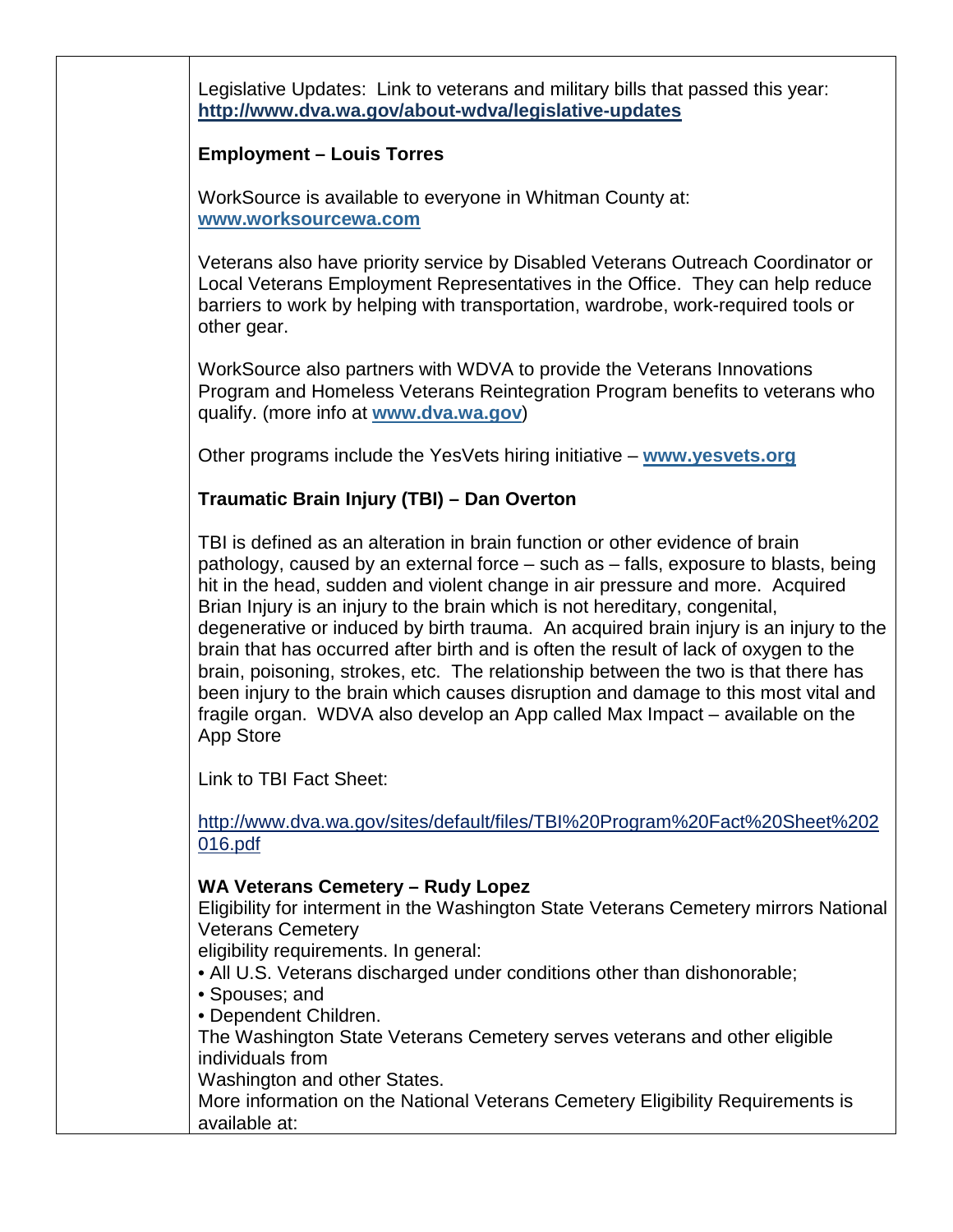Legislative Updates: Link to veterans and military bills that passed this year: **http://www.dva.wa.gov/about-wdva/legislative-updates**

**Employment – Louis Torres**

WorkSource is available to everyone in Whitman County at: **www.worksourcewa.com**

Veterans also have priority service by Disabled Veterans Outreach Coordinator or Local Veterans Employment Representatives in the Office. They can help reduce barriers to work by helping with transportation, wardrobe, work-required tools or other gear.

WorkSource also partners with WDVA to provide the Veterans Innovations Program and Homeless Veterans Reintegration Program benefits to veterans who qualify. (more info at **www.dva.wa.gov**)

Other programs include the YesVets hiring initiative – **www.yesvets.org**

**Traumatic Brain Injury (TBI) – Dan Overton**

TBI is defined as an alteration in brain function or other evidence of brain pathology, caused by an external force – such as – falls, exposure to blasts, being hit in the head, sudden and violent change in air pressure and more. Acquired Brian Injury is an injury to the brain which is not hereditary, congenital, degenerative or induced by birth trauma. An acquired brain injury is an injury to the brain that has occurred after birth and is often the result of lack of oxygen to the brain, poisoning, strokes, etc. The relationship between the two is that there has been injury to the brain which causes disruption and damage to this most vital and fragile organ. WDVA also develop an App called Max Impact – available on the App Store

Link to TBI Fact Sheet:

http://www.dva.wa.gov/sites/default/files/TBI%20Program%20Fact%20Sheet%202016.pdf

**WA Veterans Cemetery – Rudy Lopez**

Eligibility for interment in the Washington State Veterans Cemetery mirrors National Veterans Cemetery eligibility requirements. In general:

- All U.S. Veterans discharged under conditions other than dishonorable;
- Spouses; and
- Dependent Children.

The Washington State Veterans Cemetery serves veterans and other eligible individuals from Washington and other States.

More information on the National Veterans Cemetery Eligibility Requirements is available at: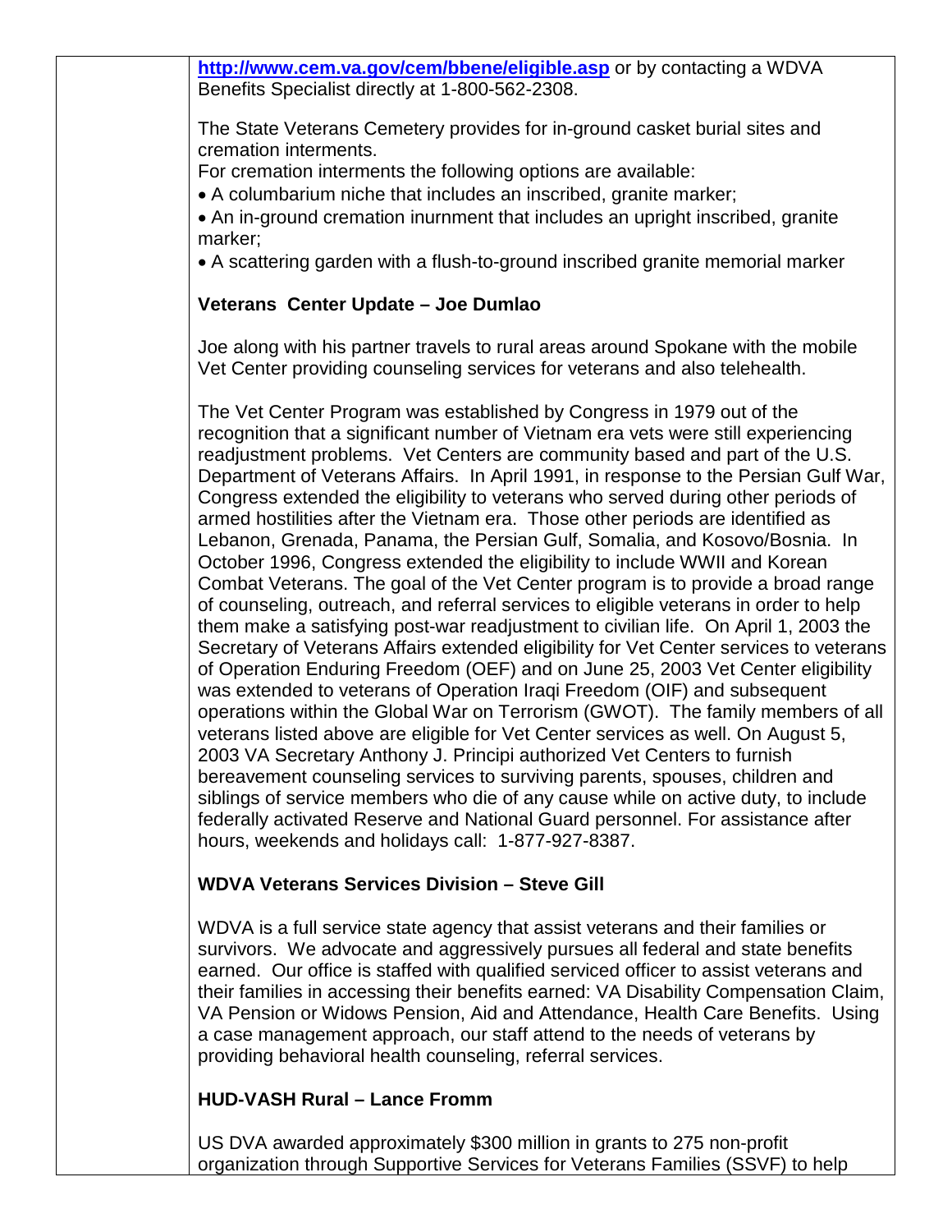http://www.cem.va.gov/cem/bbene/eligible.asp or by contacting a WDVA Benefits Specialist directly at 1-800-562-2308.

The State Veterans Cemetery provides for in-ground casket burial sites and cremation interments.
For cremation interments the following options are available:

- A columbarium niche that includes an inscribed, granite marker;
- An in-ground cremation inurnment that includes an upright inscribed, granite marker;
- A scattering garden with a flush-to-ground inscribed granite memorial marker

**Veterans Center Update – Joe Dumlao**

Joe along with his partner travels to rural areas around Spokane with the mobile Vet Center providing counseling services for veterans and also telehealth.

The Vet Center Program was established by Congress in 1979 out of the recognition that a significant number of Vietnam era vets were still experiencing readjustment problems. Vet Centers are community based and part of the U.S. Department of Veterans Affairs. In April 1991, in response to the Persian Gulf War, Congress extended the eligibility to veterans who served during other periods of armed hostilities after the Vietnam era. Those other periods are identified as Lebanon, Grenada, Panama, the Persian Gulf, Somalia, and Kosovo/Bosnia. In October 1996, Congress extended the eligibility to include WWII and Korean Combat Veterans. The goal of the Vet Center program is to provide a broad range of counseling, outreach, and referral services to eligible veterans in order to help them make a satisfying post-war readjustment to civilian life. On April 1, 2003 the Secretary of Veterans Affairs extended eligibility for Vet Center services to veterans of Operation Enduring Freedom (OEF) and on June 25, 2003 Vet Center eligibility was extended to veterans of Operation Iraqi Freedom (OIF) and subsequent operations within the Global War on Terrorism (GWOT). The family members of all veterans listed above are eligible for Vet Center services as well. On August 5, 2003 VA Secretary Anthony J. Principi authorized Vet Centers to furnish bereavement counseling services to surviving parents, spouses, children and siblings of service members who die of any cause while on active duty, to include federally activated Reserve and National Guard personnel. For assistance after hours, weekends and holidays call: 1-877-927-8387.

**WDVA Veterans Services Division – Steve Gill**

WDVA is a full service state agency that assist veterans and their families or survivors. We advocate and aggressively pursues all federal and state benefits earned. Our office is staffed with qualified serviced officer to assist veterans and their families in accessing their benefits earned: VA Disability Compensation Claim, VA Pension or Widows Pension, Aid and Attendance, Health Care Benefits. Using a case management approach, our staff attend to the needs of veterans by providing behavioral health counseling, referral services.

**HUD-VASH Rural – Lance Fromm**

US DVA awarded approximately $300 million in grants to 275 non-profit organization through Supportive Services for Veterans Families (SSVF) to help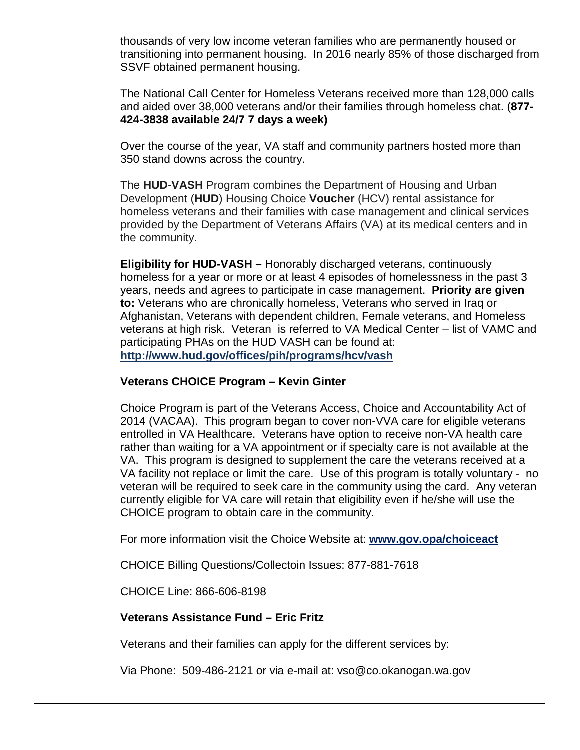thousands of very low income veteran families who are permanently housed or transitioning into permanent housing. In 2016 nearly 85% of those discharged from SSVF obtained permanent housing.

The National Call Center for Homeless Veterans received more than 128,000 calls and aided over 38,000 veterans and/or their families through homeless chat. (**877-424-3838 available 24/7 7 days a week)**

Over the course of the year, VA staff and community partners hosted more than 350 stand downs across the country.

The **HUD**-**VASH** Program combines the Department of Housing and Urban Development (**HUD**) Housing Choice **Voucher** (HCV) rental assistance for homeless veterans and their families with case management and clinical services provided by the Department of Veterans Affairs (VA) at its medical centers and in the community.

**Eligibility for HUD-VASH –** Honorably discharged veterans, continuously homeless for a year or more or at least 4 episodes of homelessness in the past 3 years, needs and agrees to participate in case management. **Priority are given to:** Veterans who are chronically homeless, Veterans who served in Iraq or Afghanistan, Veterans with dependent children, Female veterans, and Homeless veterans at high risk. Veteran is referred to VA Medical Center – list of VAMC and participating PHAs on the HUD VASH can be found at: **http://www.hud.gov/offices/pih/programs/hcv/vash**

**Veterans CHOICE Program – Kevin Ginter**

Choice Program is part of the Veterans Access, Choice and Accountability Act of 2014 (VACAA). This program began to cover non-VVA care for eligible veterans entrolled in VA Healthcare. Veterans have option to receive non-VA health care rather than waiting for a VA appointment or if specialty care is not available at the VA. This program is designed to supplement the care the veterans received at a VA facility not replace or limit the care. Use of this program is totally voluntary - no veteran will be required to seek care in the community using the card. Any veteran currently eligible for VA care will retain that eligibility even if he/she will use the CHOICE program to obtain care in the community.

For more information visit the Choice Website at: **www.gov.opa/choiceact**

CHOICE Billing Questions/Collectoin Issues: 877-881-7618

CHOICE Line: 866-606-8198

**Veterans Assistance Fund – Eric Fritz**

Veterans and their families can apply for the different services by:

Via Phone: 509-486-2121 or via e-mail at: vso@co.okanogan.wa.gov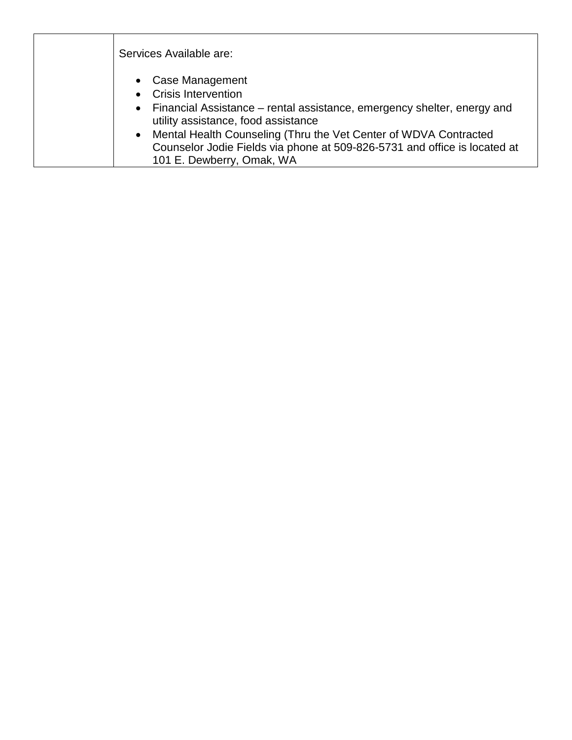| | |
|---|---|
| | Services Available are:<br><br>• Case Management<br>• Crisis Intervention<br>• Financial Assistance – rental assistance, emergency shelter, energy and utility assistance, food assistance<br>• Mental Health Counseling (Thru the Vet Center of WDVA Contracted Counselor Jodie Fields via phone at 509-826-5731 and office is located at 101 E. Dewberry, Omak, WA |